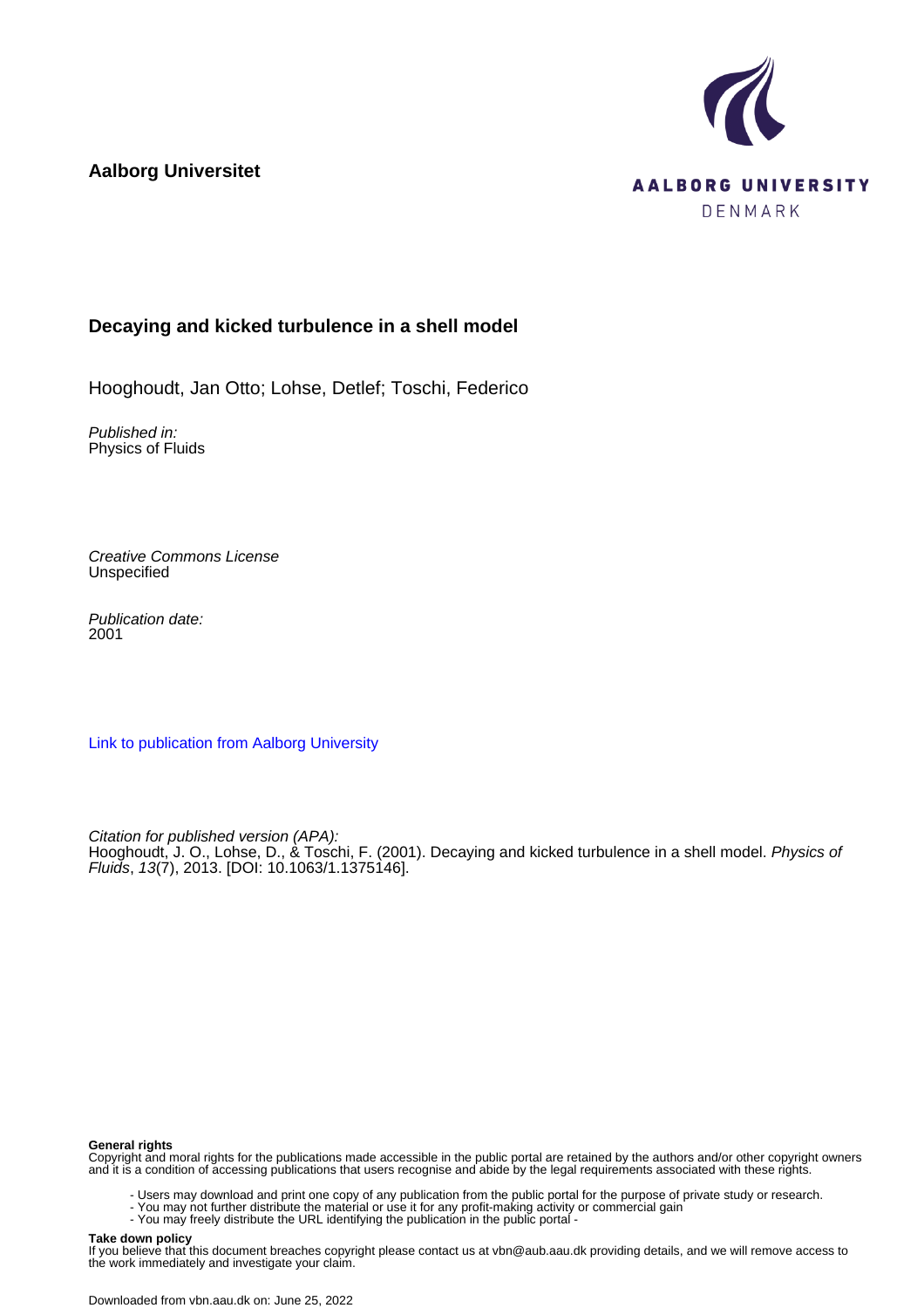**Aalborg Universitet**

**AALBORG UNIVERSITY**
DENMARK

### Decaying and kicked turbulence in a shell model

Hooghoudt, Jan Otto; Lohse, Detlef; Toschi, Federico

*Published in:*
Physics of Fluids

*Creative Commons License*
Unspecified

*Publication date:*
2001

Link to publication from Aalborg University

*Citation for published version (APA):*
Hooghoudt, J. O., Lohse, D., & Toschi, F. (2001). Decaying and kicked turbulence in a shell model. *Physics of Fluids*, *13*(7), 2013. [DOI: 10.1063/1.1375146].

**General rights**
Copyright and moral rights for the publications made accessible in the public portal are retained by the authors and/or other copyright owners and it is a condition of accessing publications that users recognise and abide by the legal requirements associated with these rights.

- Users may download and print one copy of any publication from the public portal for the purpose of private study or research.
- You may not further distribute the material or use it for any profit-making activity or commercial gain
- You may freely distribute the URL identifying the publication in the public portal -

**Take down policy**
If you believe that this document breaches copyright please contact us at vbn@aub.aau.dk providing details, and we will remove access to the work immediately and investigate your claim.

Downloaded from vbn.aau.dk on: June 25, 2022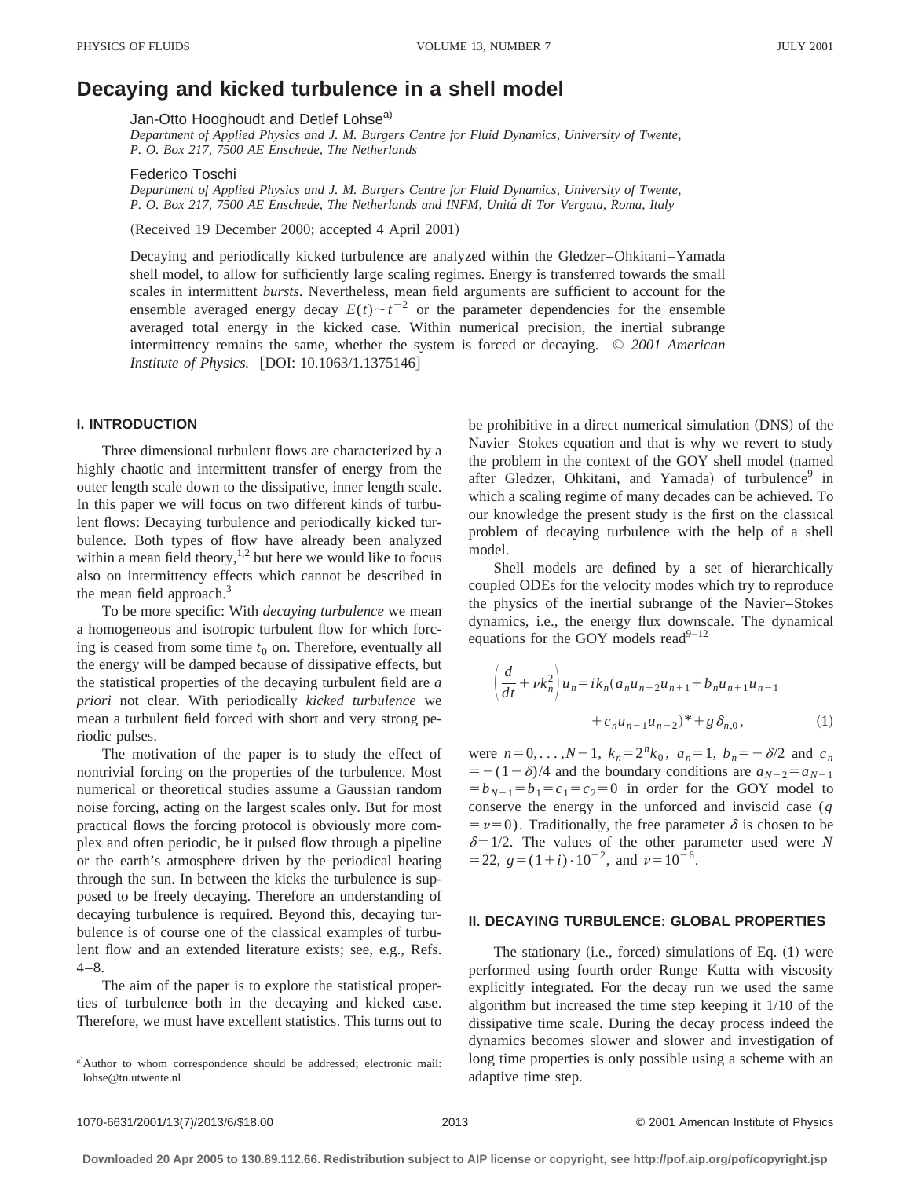# Decaying and kicked turbulence in a shell model

Jan-Otto Hooghoudt and Detlef Lohse[a)]

*Department of Applied Physics and J. M. Burgers Centre for Fluid Dynamics, University of Twente, P. O. Box 217, 7500 AE Enschede, The Netherlands*

Federico Toschi

*Department of Applied Physics and J. M. Burgers Centre for Fluid Dynamics, University of Twente, P. O. Box 217, 7500 AE Enschede, The Netherlands and INFM, Unitá di Tor Vergata, Roma, Italy*

(Received 19 December 2000; accepted 4 April 2001)

Decaying and periodically kicked turbulence are analyzed within the Gledzer–Ohkitani–Yamada shell model, to allow for sufficiently large scaling regimes. Energy is transferred towards the small scales in intermittent *bursts*. Nevertheless, mean field arguments are sufficient to account for the ensemble averaged energy decay $E(t)\sim t^{-2}$ or the parameter dependencies for the ensemble averaged total energy in the kicked case. Within numerical precision, the inertial subrange intermittency remains the same, whether the system is forced or decaying. © *2001 American Institute of Physics.* [DOI: 10.1063/1.1375146]

## I. INTRODUCTION

Three dimensional turbulent flows are characterized by a highly chaotic and intermittent transfer of energy from the outer length scale down to the dissipative, inner length scale. In this paper we will focus on two different kinds of turbulent flows: Decaying turbulence and periodically kicked turbulence. Both types of flow have already been analyzed within a mean field theory,[1,2] but here we would like to focus also on intermittency effects which cannot be described in the mean field approach.[3]

To be more specific: With *decaying turbulence* we mean a homogeneous and isotropic turbulent flow for which forcing is ceased from some time $t_0$ on. Therefore, eventually all the energy will be damped because of dissipative effects, but the statistical properties of the decaying turbulent field are *a priori* not clear. With periodically *kicked turbulence* we mean a turbulent field forced with short and very strong periodic pulses.

The motivation of the paper is to study the effect of nontrivial forcing on the properties of the turbulence. Most numerical or theoretical studies assume a Gaussian random noise forcing, acting on the largest scales only. But for most practical flows the forcing protocol is obviously more complex and often periodic, be it pulsed flow through a pipeline or the earth's atmosphere driven by the periodical heating through the sun. In between the kicks the turbulence is supposed to be freely decaying. Therefore an understanding of decaying turbulence is required. Beyond this, decaying turbulence is of course one of the classical examples of turbulent flow and an extended literature exists; see, e.g., Refs. 4–8.

The aim of the paper is to explore the statistical properties of turbulence both in the decaying and kicked case. Therefore, we must have excellent statistics. This turns out to be prohibitive in a direct numerical simulation (DNS) of the Navier–Stokes equation and that is why we revert to study the problem in the context of the GOY shell model (named after Gledzer, Ohkitani, and Yamada) of turbulence[9] in which a scaling regime of many decades can be achieved. To our knowledge the present study is the first on the classical problem of decaying turbulence with the help of a shell model.

Shell models are defined by a set of hierarchically coupled ODEs for the velocity modes which try to reproduce the physics of the inertial subrange of the Navier–Stokes dynamics, i.e., the energy flux downscale. The dynamical equations for the GOY models read[9–12]

$$\left(\frac{d}{dt}+\nu k_n^2\right)u_n=ik_n(a_n u_{n+2}u_{n+1}+b_n u_{n+1}u_{n-1}+c_n u_{n-1}u_{n-2})^*+g\,\delta_{n,0},\tag{1}$$

were $n=0,\ldots,N-1$, $k_n=2^n k_0$, $a_n=1$, $b_n=-\delta/2$ and $c_n=-(1-\delta)/4$ and the boundary conditions are $a_{N-2}=a_{N-1}=b_{N-1}=b_1=c_1=c_2=0$ in order for the GOY model to conserve the energy in the unforced and inviscid case ($g=\nu=0$). Traditionally, the free parameter $\delta$ is chosen to be $\delta=1/2$. The values of the other parameter used were $N=22$, $g=(1+i)\cdot 10^{-2}$, and $\nu=10^{-6}$.

## II. DECAYING TURBULENCE: GLOBAL PROPERTIES

The stationary (i.e., forced) simulations of Eq. (1) were performed using fourth order Runge–Kutta with viscosity explicitly integrated. For the decay run we used the same algorithm but increased the time step keeping it 1/10 of the dissipative time scale. During the decay process indeed the dynamics becomes slower and slower and investigation of long time properties is only possible using a scheme with an adaptive time step.

[a)]Author to whom correspondence should be addressed; electronic mail: lohse@tn.utwente.nl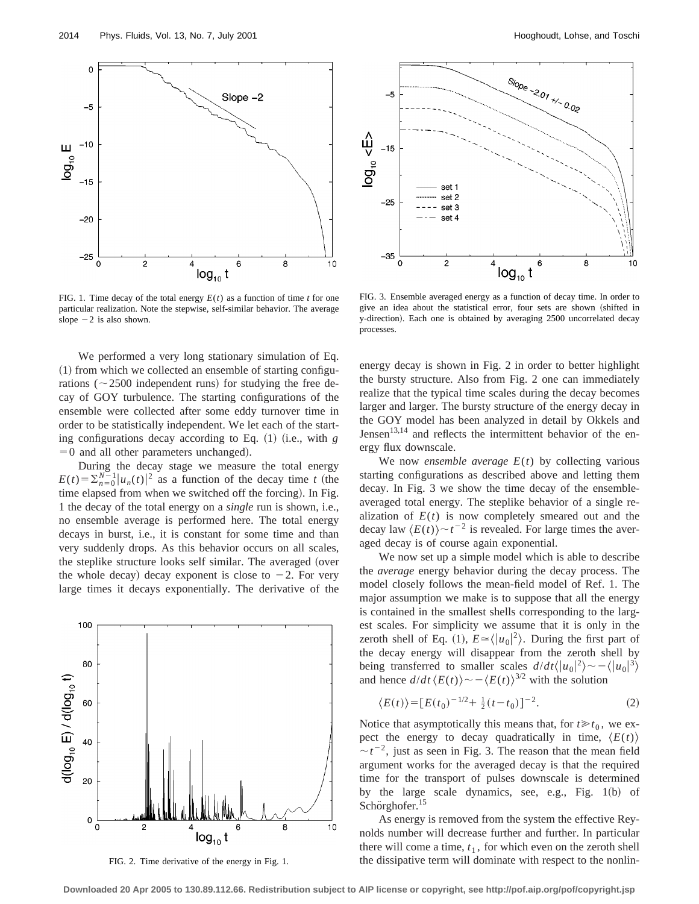FIG. 1. Time decay of the total energy $E(t)$ as a function of time $t$ for one particular realization. Note the stepwise, self-similar behavior. The average slope $-2$ is also shown.

FIG. 3. Ensemble averaged energy as a function of decay time. In order to give an idea about the statistical error, four sets are shown (shifted in y-direction). Each one is obtained by averaging 2500 uncorrelated decay processes.

We performed a very long stationary simulation of Eq. (1) from which we collected an ensemble of starting configurations ($\sim 2500$ independent runs) for studying the free decay of GOY turbulence. The starting configurations of the ensemble were collected after some eddy turnover time in order to be statistically independent. We let each of the starting configurations decay according to Eq. (1) (i.e., with $g = 0$ and all other parameters unchanged).

During the decay stage we measure the total energy $E(t) = \sum_{n=0}^{N-1} |u_n(t)|^2$ as a function of the decay time $t$ (the time elapsed from when we switched off the forcing). In Fig. 1 the decay of the total energy on a *single* run is shown, i.e., no ensemble average is performed here. The total energy decays in burst, i.e., it is constant for some time and than very suddenly drops. As this behavior occurs on all scales, the steplike structure looks self similar. The averaged (over the whole decay) decay exponent is close to $-2$. For very large times it decays exponentially. The derivative of the energy decay is shown in Fig. 2 in order to better highlight the bursty structure. Also from Fig. 2 one can immediately realize that the typical time scales during the decay becomes larger and larger. The bursty structure of the energy decay in the GOY model has been analyzed in detail by Okkels and Jensen[13,14] and reflects the intermittent behavior of the energy flux downscale.

FIG. 2. Time derivative of the energy in Fig. 1.

We now *ensemble average* $E(t)$ by collecting various starting configurations as described above and letting them decay. In Fig. 3 we show the time decay of the ensemble-averaged total energy. The steplike behavior of a single realization of $E(t)$ is now completely smeared out and the decay law $\langle E(t) \rangle \sim t^{-2}$ is revealed. For large times the averaged decay is of course again exponential.

We now set up a simple model which is able to describe the *average* energy behavior during the decay process. The model closely follows the mean-field model of Ref. 1. The major assumption we make is to suppose that all the energy is contained in the smallest shells corresponding to the largest scales. For simplicity we assume that it is only in the zeroth shell of Eq. (1), $E \simeq \langle |u_0|^2 \rangle$. During the first part of the decay energy will disappear from the zeroth shell by being transferred to smaller scales $d/dt \langle |u_0|^2 \rangle \sim -\langle |u_0|^3 \rangle$ and hence $d/dt \langle E(t) \rangle \sim -\langle E(t) \rangle^{3/2}$ with the solution

$$\langle E(t) \rangle = [E(t_0)^{-1/2} + \tfrac{1}{2}(t - t_0)]^{-2}. \tag{2}$$

Notice that asymptotically this means that, for $t \gg t_0$, we expect the energy to decay quadratically in time, $\langle E(t) \rangle \sim t^{-2}$, just as seen in Fig. 3. The reason that the mean field argument works for the averaged decay is that the required time for the transport of pulses downscale is determined by the large scale dynamics, see, e.g., Fig. 1(b) of Schörghofer.[15]

As energy is removed from the system the effective Reynolds number will decrease further and further. In particular there will come a time, $t_1$, for which even on the zeroth shell the dissipative term will dominate with respect to the nonlin-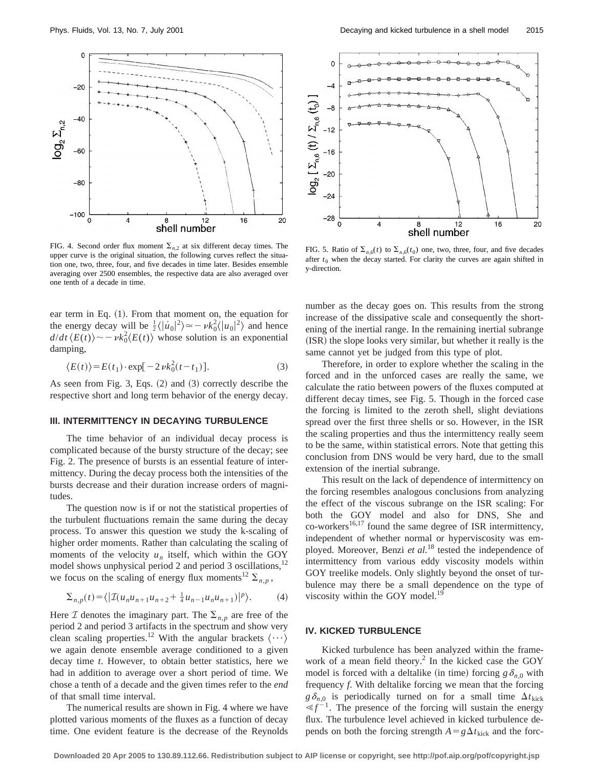FIG. 4. Second order flux moment $\Sigma_{n,2}$ at six different decay times. The upper curve is the original situation, the following curves reflect the situation one, two, three, four, and five decades in time later. Besides ensemble averaging over 2500 ensembles, the respective data are also averaged over one tenth of a decade in time.

FIG. 5. Ratio of $\Sigma_{n,6}(t)$ to $\Sigma_{n,6}(t_0)$ one, two, three, four, and five decades after $t_0$ when the decay started. For clarity the curves are again shifted in y-direction.

ear term in Eq. (1). From that moment on, the equation for the energy decay will be $\frac{1}{2}\langle|\dot{u}_0|^2\rangle \simeq -\nu k_0^2\langle|u_0|^2\rangle$ and hence $d/dt\,\langle E(t)\rangle \sim -\nu k_0^2\langle E(t)\rangle$ whose solution is an exponential damping,

$$\langle E(t)\rangle = E(t_1)\cdot \exp[-2\nu k_0^2(t-t_1)]. \tag{3}$$

As seen from Fig. 3, Eqs. (2) and (3) correctly describe the respective short and long term behavior of the energy decay.

## III. INTERMITTENCY IN DECAYING TURBULENCE

The time behavior of an individual decay process is complicated because of the bursty structure of the decay; see Fig. 2. The presence of bursts is an essential feature of intermittency. During the decay process both the intensities of the bursts decrease and their duration increase orders of magnitudes.

The question now is if or not the statistical properties of the turbulent fluctuations remain the same during the decay process. To answer this question we study the k-scaling of higher order moments. Rather than calculating the scaling of moments of the velocity $u_n$ itself, which within the GOY model shows unphysical period 2 and period 3 oscillations,[12] we focus on the scaling of energy flux moments[12] $\Sigma_{n,p}$,

$$\Sigma_{n,p}(t) = \langle|\mathcal{I}(u_n u_{n+1} u_{n+2} + \tfrac{1}{4} u_{n-1} u_n u_{n+1})|^p\rangle. \tag{4}$$

Here $\mathcal{I}$ denotes the imaginary part. The $\Sigma_{n,p}$ are free of the period 2 and period 3 artifacts in the spectrum and show very clean scaling properties.[12] With the angular brackets $\langle\cdots\rangle$ we again denote ensemble average conditioned to a given decay time $t$. However, to obtain better statistics, here we had in addition to average over a short period of time. We chose a tenth of a decade and the given times refer to the *end* of that small time interval.

The numerical results are shown in Fig. 4 where we have plotted various moments of the fluxes as a function of decay time. One evident feature is the decrease of the Reynolds number as the decay goes on. This results from the strong increase of the dissipative scale and consequently the shortening of the inertial range. In the remaining inertial subrange (ISR) the slope looks very similar, but whether it really is the same cannot yet be judged from this type of plot.

Therefore, in order to explore whether the scaling in the forced and in the unforced cases are really the same, we calculate the ratio between powers of the fluxes computed at different decay times, see Fig. 5. Though in the forced case the forcing is limited to the zeroth shell, slight deviations spread over the first three shells or so. However, in the ISR the scaling properties and thus the intermittency really seem to be the same, within statistical errors. Note that getting this conclusion from DNS would be very hard, due to the small extension of the inertial subrange.

This result on the lack of dependence of intermittency on the forcing resembles analogous conclusions from analyzing the effect of the viscous subrange on the ISR scaling: For both the GOY model and also for DNS, She and co-workers[16,17] found the same degree of ISR intermittency, independent of whether normal or hyperviscosity was employed. Moreover, Benzi *et al.*[18] tested the independence of intermittency from various eddy viscosity models within GOY treelike models. Only slightly beyond the onset of turbulence may there be a small dependence on the type of viscosity within the GOY model.[19]

## IV. KICKED TURBULENCE

Kicked turbulence has been analyzed within the framework of a mean field theory.[2] In the kicked case the GOY model is forced with a deltalike (in time) forcing $g\delta_{n,0}$ with frequency $f$. With deltalike forcing we mean that the forcing $g\delta_{n,0}$ is periodically turned on for a small time $\Delta t_{\text{kick}} \ll f^{-1}$. The presence of the forcing will sustain the energy flux. The turbulence level achieved in kicked turbulence depends on both the forcing strength $A = g\Delta t_{\text{kick}}$ and the forc-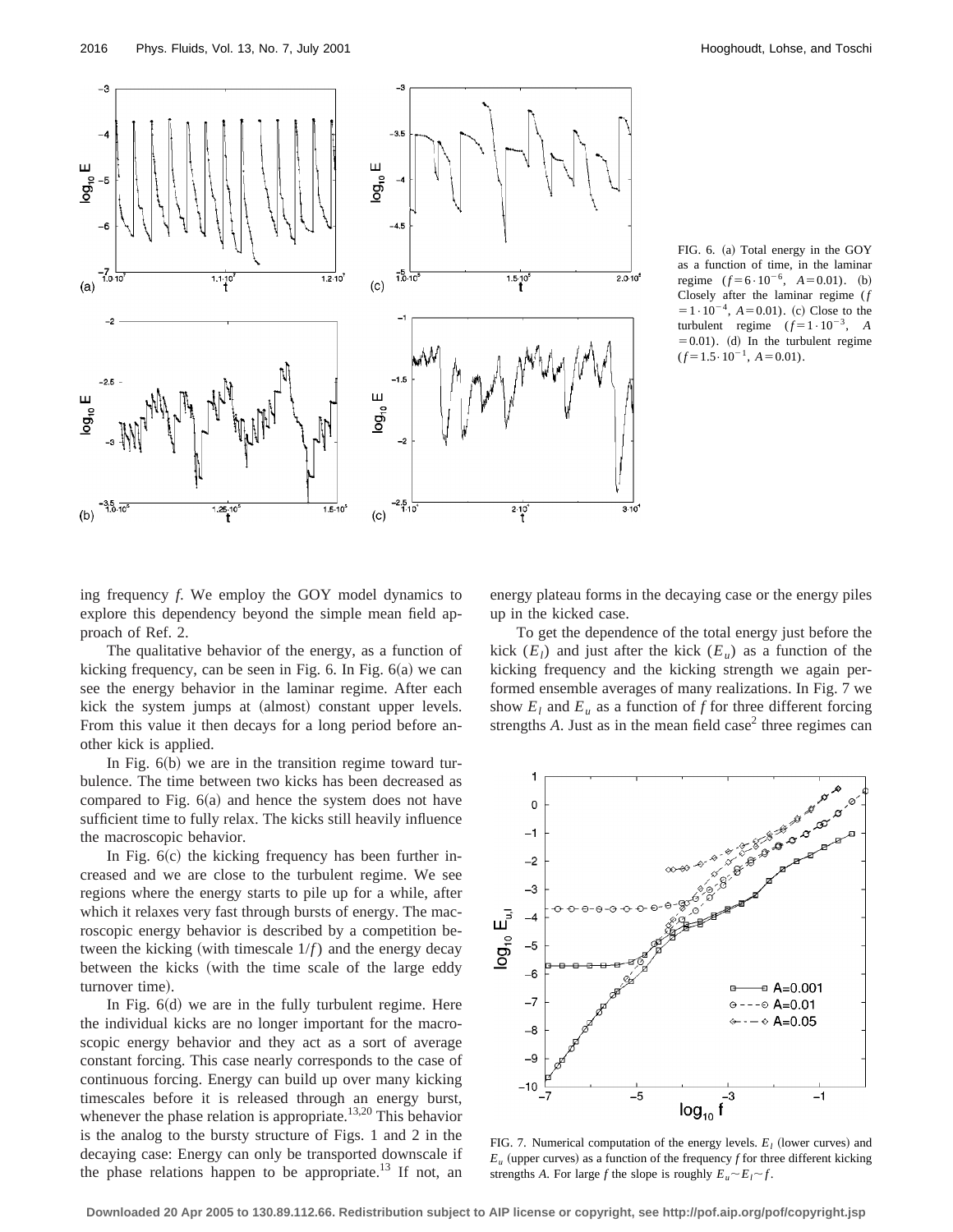FIG. 6. (a) Total energy in the GOY as a function of time, in the laminar regime ($f=6\cdot10^{-6}$, $A=0.01$). (b) Closely after the laminar regime ($f=1\cdot10^{-4}$, $A=0.01$). (c) Close to the turbulent regime ($f=1\cdot10^{-3}$, $A=0.01$). (d) In the turbulent regime ($f=1.5\cdot10^{-1}$, $A=0.01$).

ing frequency $f$. We employ the GOY model dynamics to explore this dependency beyond the simple mean field approach of Ref. 2.

The qualitative behavior of the energy, as a function of kicking frequency, can be seen in Fig. 6. In Fig. 6(a) we can see the energy behavior in the laminar regime. After each kick the system jumps at (almost) constant upper levels. From this value it then decays for a long period before another kick is applied.

In Fig. 6(b) we are in the transition regime toward turbulence. The time between two kicks has been decreased as compared to Fig. 6(a) and hence the system does not have sufficient time to fully relax. The kicks still heavily influence the macroscopic behavior.

In Fig. 6(c) the kicking frequency has been further increased and we are close to the turbulent regime. We see regions where the energy starts to pile up for a while, after which it relaxes very fast through bursts of energy. The macroscopic energy behavior is described by a competition between the kicking (with timescale $1/f$) and the energy decay between the kicks (with the time scale of the large eddy turnover time).

In Fig. 6(d) we are in the fully turbulent regime. Here the individual kicks are no longer important for the macroscopic energy behavior and they act as a sort of average constant forcing. This case nearly corresponds to the case of continuous forcing. Energy can build up over many kicking timescales before it is released through an energy burst, whenever the phase relation is appropriate.[13,20] This behavior is the analog to the bursty structure of Figs. 1 and 2 in the decaying case: Energy can only be transported downscale if the phase relations happen to be appropriate.[13] If not, an energy plateau forms in the decaying case or the energy piles up in the kicked case.

To get the dependence of the total energy just before the kick ($E_l$) and just after the kick ($E_u$) as a function of the kicking frequency and the kicking strength we again performed ensemble averages of many realizations. In Fig. 7 we show $E_l$ and $E_u$ as a function of $f$ for three different forcing strengths $A$. Just as in the mean field case[2] three regimes can

FIG. 7. Numerical computation of the energy levels. $E_l$ (lower curves) and $E_u$ (upper curves) as a function of the frequency $f$ for three different kicking strengths $A$. For large $f$ the slope is roughly $E_u \sim E_l \sim f$.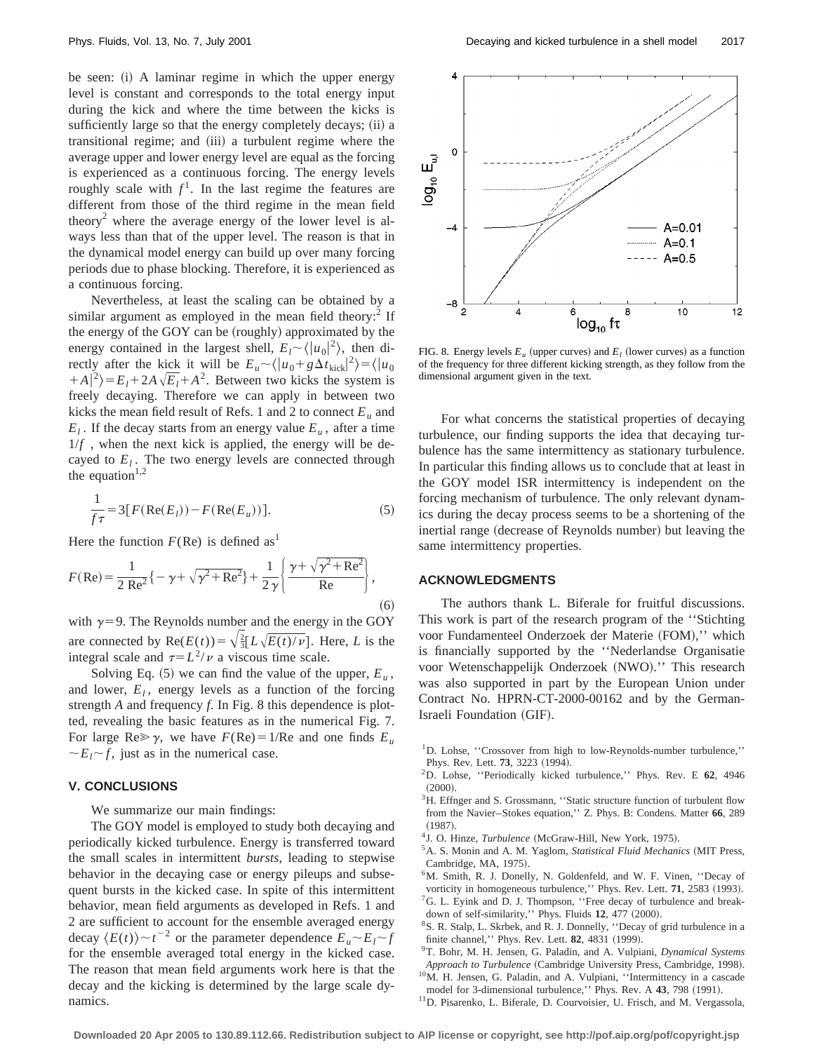be seen: (i) A laminar regime in which the upper energy level is constant and corresponds to the total energy input during the kick and where the time between the kicks is sufficiently large so that the energy completely decays; (ii) a transitional regime; and (iii) a turbulent regime where the average upper and lower energy level are equal as the forcing is experienced as a continuous forcing. The energy levels roughly scale with $f^1$. In the last regime the features are different from those of the third regime in the mean field theory[2] where the average energy of the lower level is always less than that of the upper level. The reason is that in the dynamical model energy can build up over many forcing periods due to phase blocking. Therefore, it is experienced as a continuous forcing.

Nevertheless, at least the scaling can be obtained by a similar argument as employed in the mean field theory:[2] If the energy of the GOY can be (roughly) approximated by the energy contained in the largest shell, $E_l \sim \langle |u_0|^2 \rangle$, then directly after the kick it will be $E_u \sim \langle |u_0 + g\Delta t_{\text{kick}}|^2 \rangle = \langle |u_0 + A|^2 \rangle = E_l + 2A\sqrt{E_l} + A^2$. Between two kicks the system is freely decaying. Therefore we can apply in between two kicks the mean field result of Refs. 1 and 2 to connect $E_u$ and $E_l$. If the decay starts from an energy value $E_u$, after a time $1/f$, when the next kick is applied, the energy will be decayed to $E_l$. The two energy levels are connected through the equation[1,2]

$$\frac{1}{f\tau} = 3[F(\text{Re}(E_l)) - F(\text{Re}(E_u))]. \tag{5}$$

Here the function $F(\text{Re})$ is defined as[1]

$$F(\text{Re}) = \frac{1}{2\,\text{Re}^2}\{-\gamma + \sqrt{\gamma^2 + \text{Re}^2}\} + \frac{1}{2\gamma}\left\{\frac{\gamma + \sqrt{\gamma^2 + \text{Re}^2}}{\text{Re}}\right\}, \tag{6}$$

with $\gamma = 9$. The Reynolds number and the energy in the GOY are connected by $\text{Re}(E(t)) = \sqrt{\frac{2}{3}}[L\sqrt{E(t)}/\nu]$. Here, $L$ is the integral scale and $\tau = L^2/\nu$ a viscous time scale.

Solving Eq. (5) we can find the value of the upper, $E_u$, and lower, $E_l$, energy levels as a function of the forcing strength $A$ and frequency $f$. In Fig. 8 this dependence is plotted, revealing the basic features as in the numerical Fig. 7. For large $\text{Re} \gg \gamma$, we have $F(\text{Re}) = 1/\text{Re}$ and one finds $E_u \sim E_l \sim f$, just as in the numerical case.

## V. CONCLUSIONS

We summarize our main findings:

The GOY model is employed to study both decaying and periodically kicked turbulence. Energy is transferred toward the small scales in intermittent *bursts*, leading to stepwise behavior in the decaying case or energy pileups and subsequent bursts in the kicked case. In spite of this intermittent behavior, mean field arguments as developed in Refs. 1 and 2 are sufficient to account for the ensemble averaged energy decay $\langle E(t) \rangle \sim t^{-2}$ or the parameter dependence $E_u \sim E_l \sim f$ for the ensemble averaged total energy in the kicked case. The reason that mean field arguments work here is that the decay and the kicking is determined by the large scale dynamics.

FIG. 8. Energy levels $E_u$ (upper curves) and $E_l$ (lower curves) as a function of the frequency for three different kicking strength, as they follow from the dimensional argument given in the text.

For what concerns the statistical properties of decaying turbulence, our finding supports the idea that decaying turbulence has the same intermittency as stationary turbulence. In particular this finding allows us to conclude that at least in the GOY model ISR intermittency is independent on the forcing mechanism of turbulence. The only relevant dynamics during the decay process seems to be a shortening of the inertial range (decrease of Reynolds number) but leaving the same intermittency properties.

## ACKNOWLEDGMENTS

The authors thank L. Biferale for fruitful discussions. This work is part of the research program of the "Stichting voor Fundamenteel Onderzoek der Materie (FOM)," which is financially supported by the "Nederlandse Organisatie voor Wetenschappelijk Onderzoek (NWO)." This research was also supported in part by the European Union under Contract No. HPRN-CT-2000-00162 and by the German-Israeli Foundation (GIF).

[1] D. Lohse, "Crossover from high to low-Reynolds-number turbulence," Phys. Rev. Lett. **73**, 3223 (1994).

[2] D. Lohse, "Periodically kicked turbulence," Phys. Rev. E **62**, 4946 (2000).

[3] H. Effinger and S. Grossmann, "Static structure function of turbulent flow from the Navier–Stokes equation," Z. Phys. B: Condens. Matter **66**, 289 (1987).

[4] J. O. Hinze, *Turbulence* (McGraw-Hill, New York, 1975).

[5] A. S. Monin and A. M. Yaglom, *Statistical Fluid Mechanics* (MIT Press, Cambridge, MA, 1975).

[6] M. Smith, R. J. Donelly, N. Goldenfeld, and W. F. Vinen, "Decay of vorticity in homogeneous turbulence," Phys. Rev. Lett. **71**, 2583 (1993).

[7] G. L. Eyink and D. J. Thompson, "Free decay of turbulence and breakdown of self-similarity," Phys. Fluids **12**, 477 (2000).

[8] S. R. Stalp, L. Skrbek, and R. J. Donnelly, "Decay of grid turbulence in a finite channel," Phys. Rev. Lett. **82**, 4831 (1999).

[9] T. Bohr, M. H. Jensen, G. Paladin, and A. Vulpiani, *Dynamical Systems Approach to Turbulence* (Cambridge University Press, Cambridge, 1998).

[10] M. H. Jensen, G. Paladin, and A. Vulpiani, "Intermittency in a cascade model for 3-dimensional turbulence," Phys. Rev. A **43**, 798 (1991).

[11] D. Pisarenko, L. Biferale, D. Courvoisier, U. Frisch, and M. Vergassola,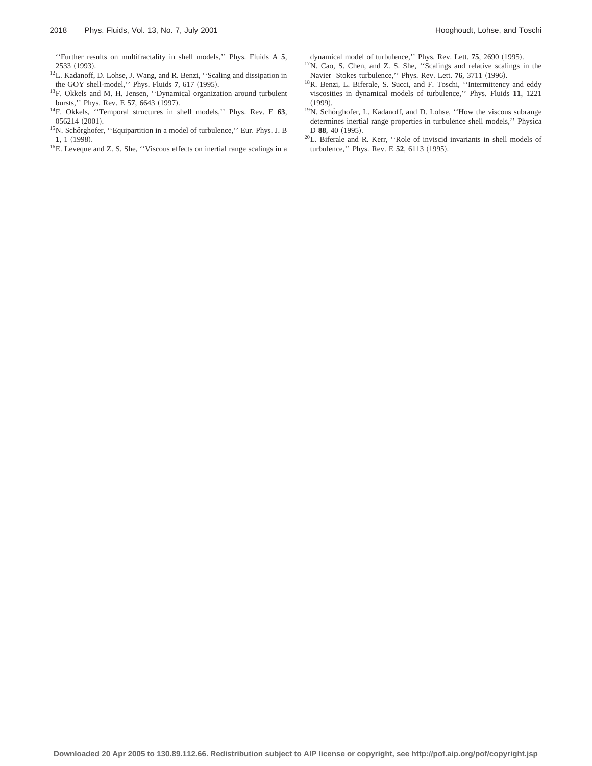''Further results on multifractality in shell models,'' Phys. Fluids A **5**, 2533 (1993).

[12] L. Kadanoff, D. Lohse, J. Wang, and R. Benzi, ''Scaling and dissipation in the GOY shell-model,'' Phys. Fluids **7**, 617 (1995).

[13] F. Okkels and M. H. Jensen, ''Dynamical organization around turbulent bursts,'' Phys. Rev. E **57**, 6643 (1997).

[14] F. Okkels, ''Temporal structures in shell models,'' Phys. Rev. E **63**, 056214 (2001).

[15] N. Schörghofer, ''Equipartition in a model of turbulence,'' Eur. Phys. J. B **1**, 1 (1998).

[16] E. Leveque and Z. S. She, ''Viscous effects on inertial range scalings in a dynamical model of turbulence,'' Phys. Rev. Lett. **75**, 2690 (1995).

[17] N. Cao, S. Chen, and Z. S. She, ''Scalings and relative scalings in the Navier–Stokes turbulence,'' Phys. Rev. Lett. **76**, 3711 (1996).

[18] R. Benzi, L. Biferale, S. Succi, and F. Toschi, ''Intermittency and eddy viscosities in dynamical models of turbulence,'' Phys. Fluids **11**, 1221 (1999).

[19] N. Schörghofer, L. Kadanoff, and D. Lohse, ''How the viscous subrange determines inertial range properties in turbulence shell models,'' Physica D **88**, 40 (1995).

[20] L. Biferale and R. Kerr, ''Role of inviscid invariants in shell models of turbulence,'' Phys. Rev. E **52**, 6113 (1995).